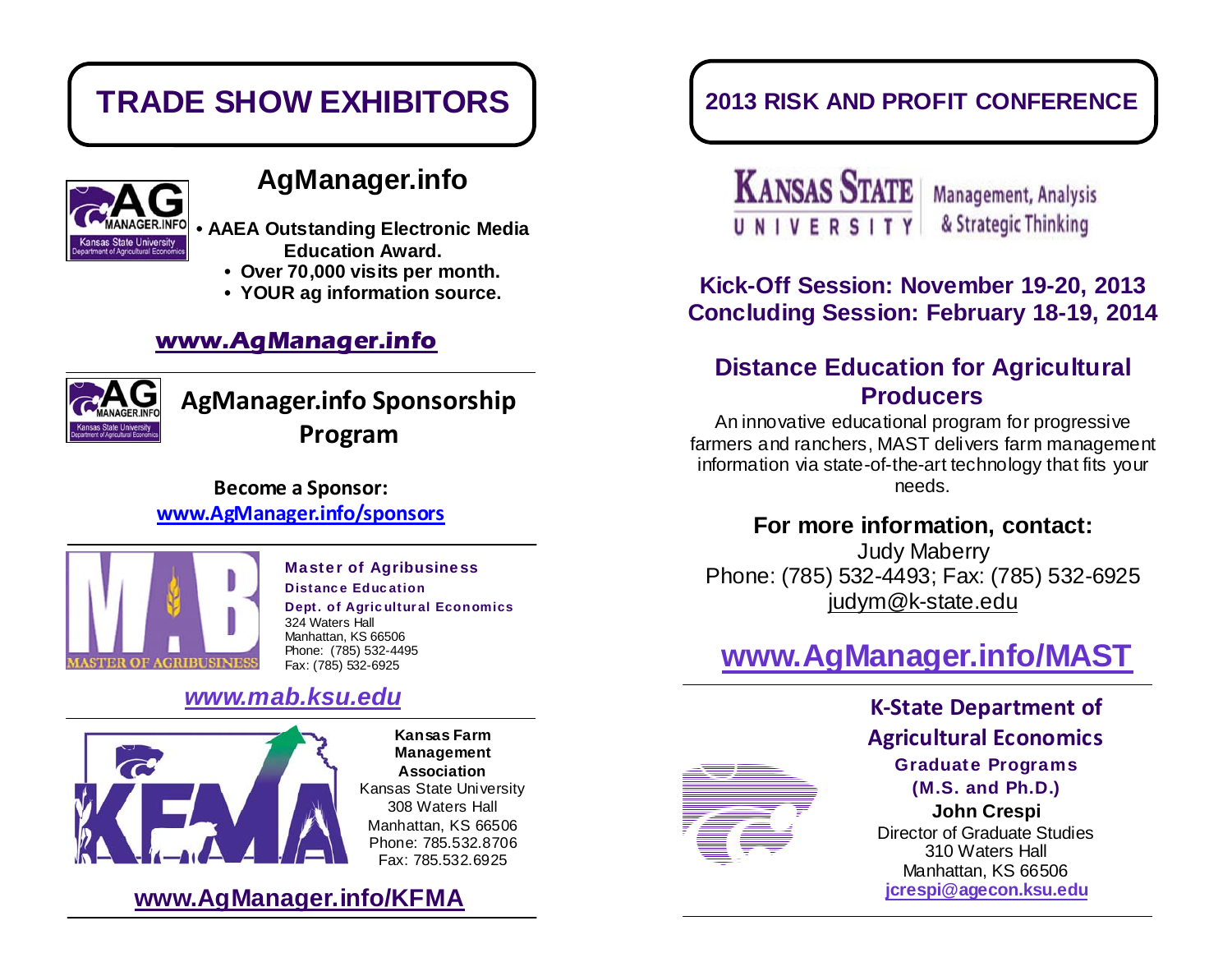# TRADE SHOW EXHIBITORS

## AgManager.info

- AAEA Outstanding Electronic Media Education Award.
- Over 70,000 visits per month.
- YOUR ag information source.

**www.AgManager.info**

---

## AgManager.info Sponsorship Program

**Become a Sponsor:**
**www.AgManager.info/sponsors**

---

**Master of Agribusiness**
**Distance Education**
**Dept. of Agricultural Economics**
324 Waters Hall
Manhattan, KS 66506
Phone: (785) 532-4495
Fax: (785) 532-6925

***www.mab.ksu.edu***

---

**Kansas Farm Management Association**
Kansas State University
308 Waters Hall
Manhattan, KS 66506
Phone: 785.532.8706
Fax: 785.532.6925

**www.AgManager.info/KFMA**

---

# 2013 RISK AND PROFIT CONFERENCE

Kansas State University — Management, Analysis & Strategic Thinking

**Kick-Off Session: November 19-20, 2013**
**Concluding Session: February 18-19, 2014**

## Distance Education for Agricultural Producers

An innovative educational program for progressive farmers and ranchers, MAST delivers farm management information via state-of-the-art technology that fits your needs.

**For more information, contact:**
Judy Maberry
Phone: (785) 532-4493; Fax: (785) 532-6925
judym@k-state.edu

## www.AgManager.info/MAST

---

**K-State Department of Agricultural Economics**
**Graduate Programs**
**(M.S. and Ph.D.)**
**John Crespi**
Director of Graduate Studies
310 Waters Hall
Manhattan, KS 66506
**jcrespi@agecon.ksu.edu**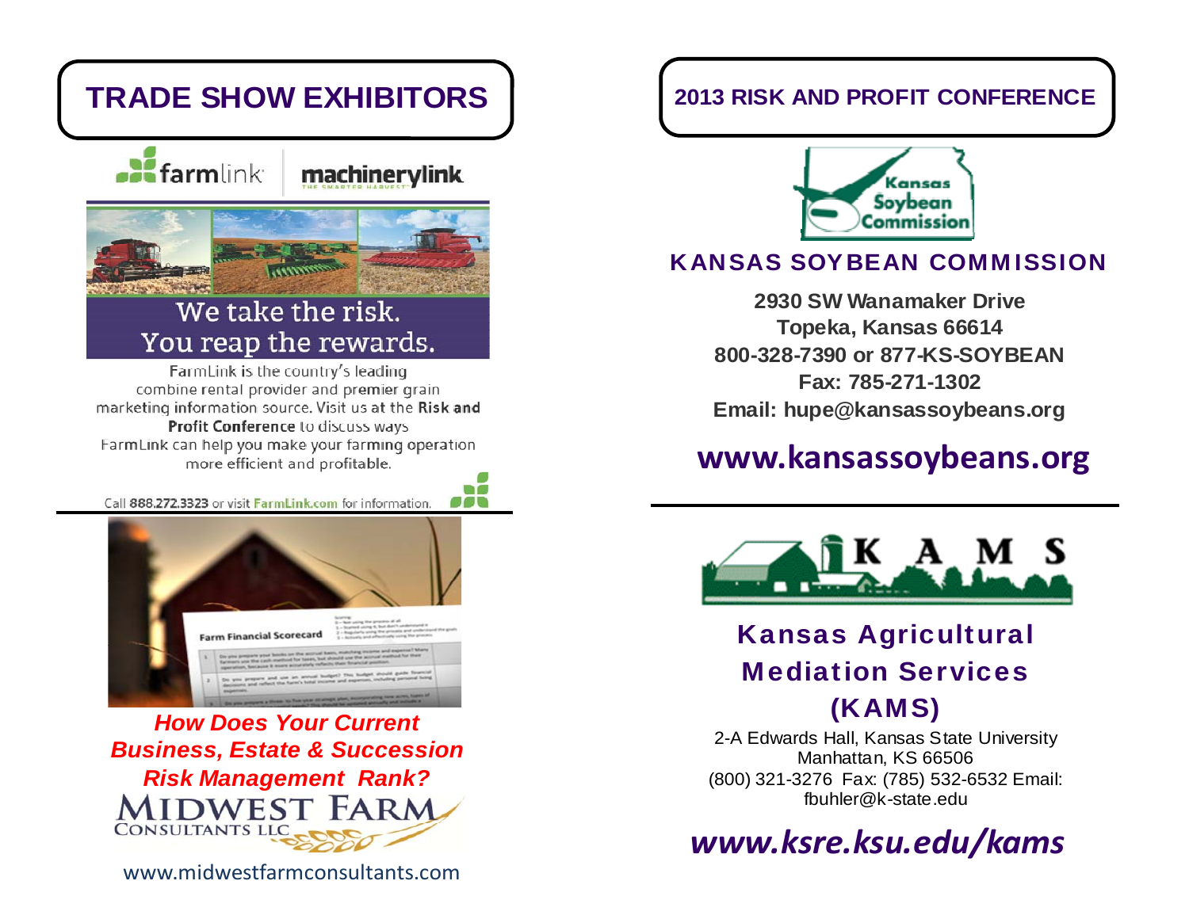# TRADE SHOW EXHIBITORS

farmlink machinerylink

THE SMARTER HARVEST

We take the risk.
You reap the rewards.

FarmLink is the country's leading combine rental provider and premier grain marketing information source. Visit us at the **Risk and Profit Conference** to discuss ways FarmLink can help you make your farming operation more efficient and profitable.

Call **888.272.3323** or visit **FarmLink.com** for information.

Farm Financial Scorecard

***How Does Your Current Business, Estate & Succession Risk Management Rank?***

MIDWEST FARM CONSULTANTS LLC

www.midwestfarmconsultants.com

## 2013 RISK AND PROFIT CONFERENCE

Kansas Soybean Commission

## KANSAS SOYBEAN COMMISSION

**2930 SW Wanamaker Drive**
**Topeka, Kansas 66614**
**800-328-7390 or 877-KS-SOYBEAN**
**Fax: 785-271-1302**
**Email: hupe@kansassoybeans.org**

**www.kansassoybeans.org**

K A M S

## Kansas Agricultural Mediation Services (KAMS)

2-A Edwards Hall, Kansas State University
Manhattan, KS 66506
(800) 321-3276 Fax: (785) 532-6532 Email: fbuhler@k-state.edu

***www.ksre.ksu.edu/kams***